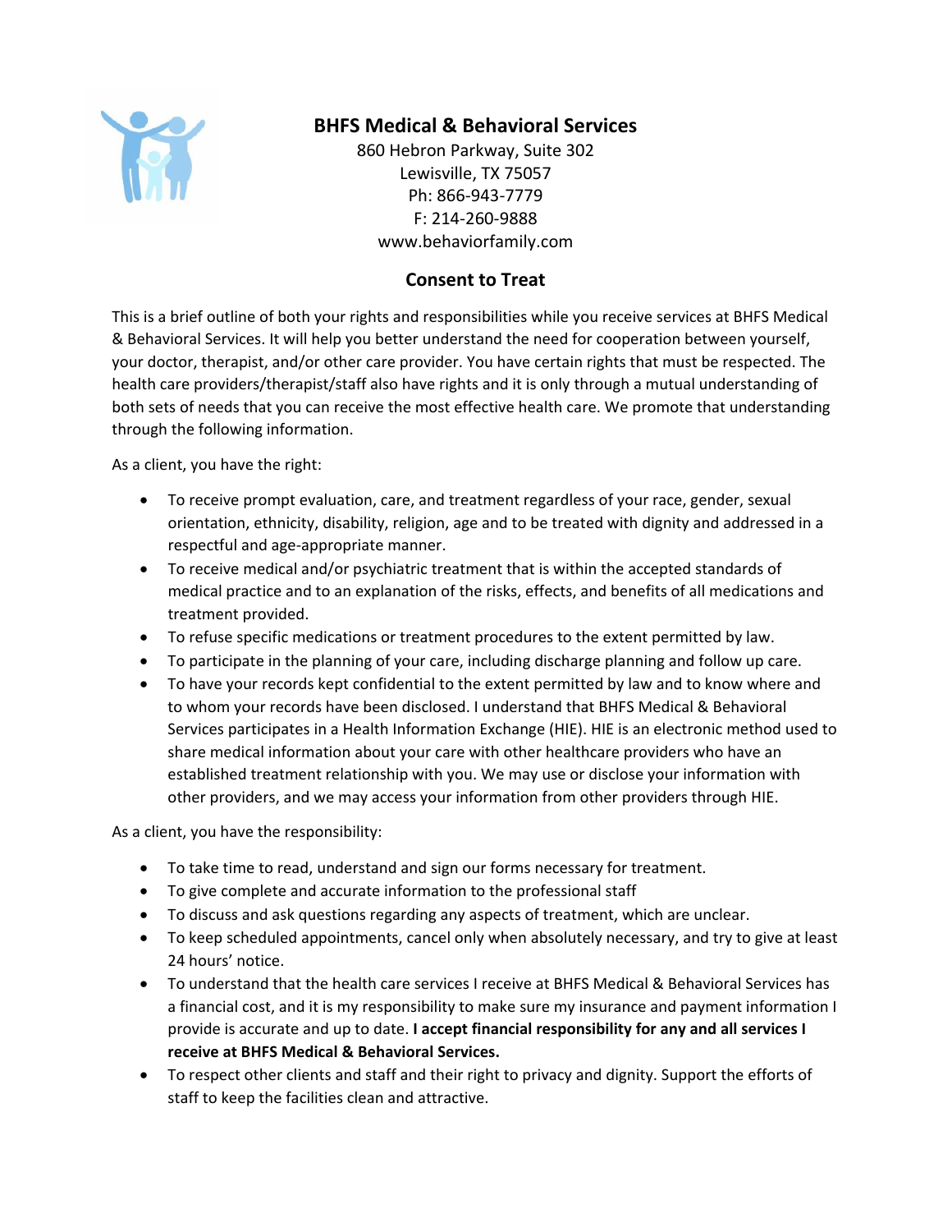# BHFS Medical & Behavioral Services

860 Hebron Parkway, Suite 302
Lewisville, TX 75057
Ph: 866-943-7779
F: 214-260-9888
www.behaviorfamily.com

## Consent to Treat

This is a brief outline of both your rights and responsibilities while you receive services at BHFS Medical & Behavioral Services. It will help you better understand the need for cooperation between yourself, your doctor, therapist, and/or other care provider. You have certain rights that must be respected. The health care providers/therapist/staff also have rights and it is only through a mutual understanding of both sets of needs that you can receive the most effective health care. We promote that understanding through the following information.

As a client, you have the right:

- To receive prompt evaluation, care, and treatment regardless of your race, gender, sexual orientation, ethnicity, disability, religion, age and to be treated with dignity and addressed in a respectful and age-appropriate manner.
- To receive medical and/or psychiatric treatment that is within the accepted standards of medical practice and to an explanation of the risks, effects, and benefits of all medications and treatment provided.
- To refuse specific medications or treatment procedures to the extent permitted by law.
- To participate in the planning of your care, including discharge planning and follow up care.
- To have your records kept confidential to the extent permitted by law and to know where and to whom your records have been disclosed. I understand that BHFS Medical & Behavioral Services participates in a Health Information Exchange (HIE). HIE is an electronic method used to share medical information about your care with other healthcare providers who have an established treatment relationship with you. We may use or disclose your information with other providers, and we may access your information from other providers through HIE.

As a client, you have the responsibility:

- To take time to read, understand and sign our forms necessary for treatment.
- To give complete and accurate information to the professional staff
- To discuss and ask questions regarding any aspects of treatment, which are unclear.
- To keep scheduled appointments, cancel only when absolutely necessary, and try to give at least 24 hours' notice.
- To understand that the health care services I receive at BHFS Medical & Behavioral Services has a financial cost, and it is my responsibility to make sure my insurance and payment information I provide is accurate and up to date. **I accept financial responsibility for any and all services I receive at BHFS Medical & Behavioral Services.**
- To respect other clients and staff and their right to privacy and dignity. Support the efforts of staff to keep the facilities clean and attractive.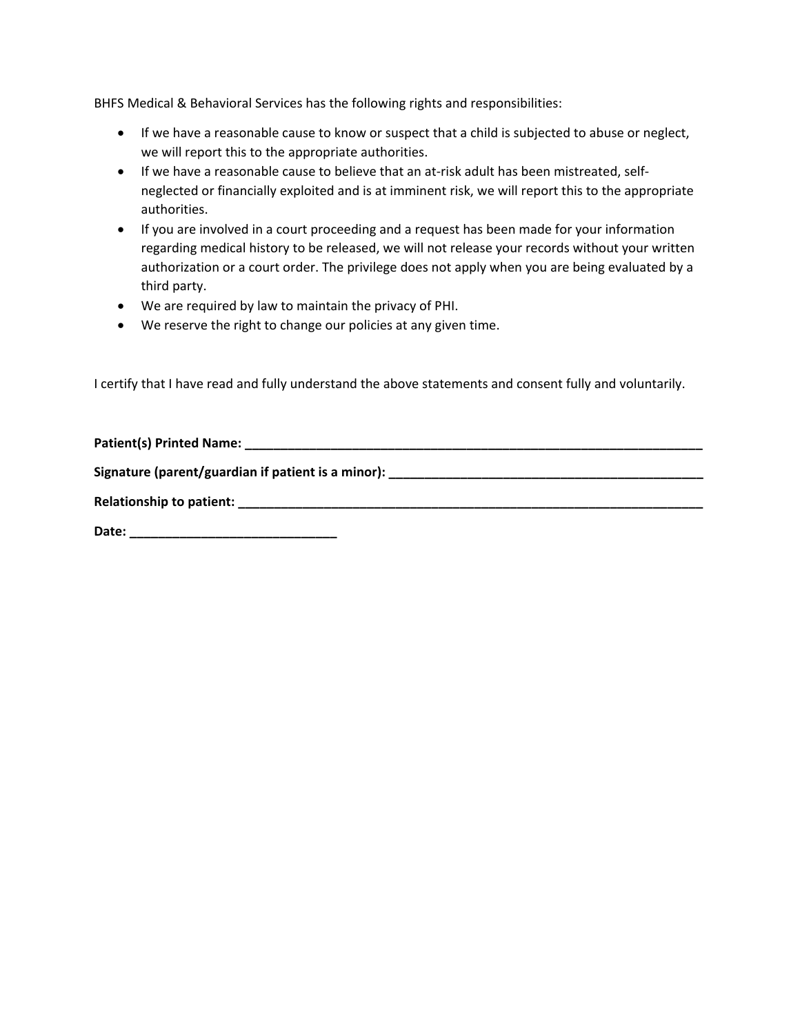BHFS Medical & Behavioral Services has the following rights and responsibilities:

- If we have a reasonable cause to know or suspect that a child is subjected to abuse or neglect, we will report this to the appropriate authorities.
- If we have a reasonable cause to believe that an at-risk adult has been mistreated, self-neglected or financially exploited and is at imminent risk, we will report this to the appropriate authorities.
- If you are involved in a court proceeding and a request has been made for your information regarding medical history to be released, we will not release your records without your written authorization or a court order. The privilege does not apply when you are being evaluated by a third party.
- We are required by law to maintain the privacy of PHI.
- We reserve the right to change our policies at any given time.

I certify that I have read and fully understand the above statements and consent fully and voluntarily.

**Patient(s) Printed Name: ________________________________________________________________**

**Signature (parent/guardian if patient is a minor): ____________________________________________**

**Relationship to patient: _________________________________________________________________**

**Date: _____________________________**